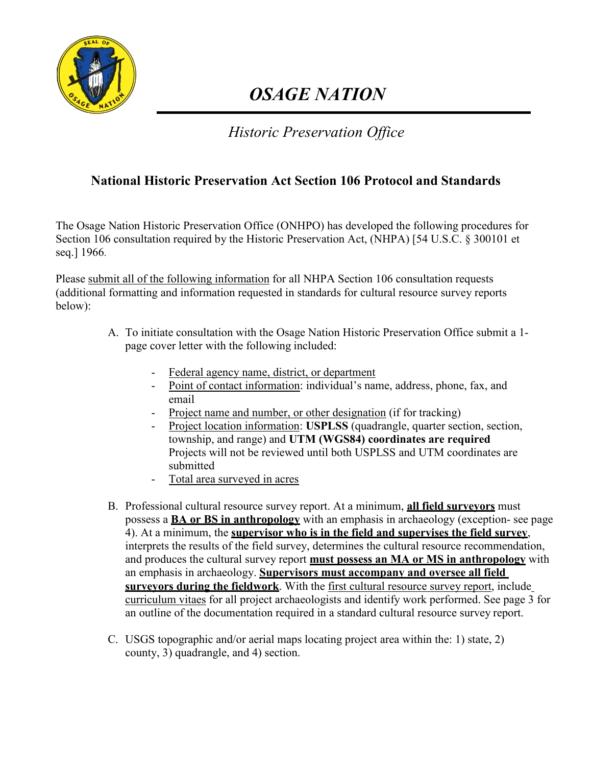# *OSAGE NATION*

## *Historic Preservation Office*

### National Historic Preservation Act Section 106 Protocol and Standards

The Osage Nation Historic Preservation Office (ONHPO) has developed the following procedures for Section 106 consultation required by the Historic Preservation Act, (NHPA) [54 U.S.C. § 300101 et seq.] 1966.

Please <u>submit all of the following information</u> for all NHPA Section 106 consultation requests (additional formatting and information requested in standards for cultural resource survey reports below):

A. To initiate consultation with the Osage Nation Historic Preservation Office submit a 1-page cover letter with the following included:

   - <u>Federal agency name, district, or department</u>
   - <u>Point of contact information</u>: individual's name, address, phone, fax, and email
   - <u>Project name and number, or other designation</u> (if for tracking)
   - <u>Project location information</u>: **USPLSS** (quadrangle, quarter section, section, township, and range) and **UTM (WGS84) coordinates are required** Projects will not be reviewed until both USPLSS and UTM coordinates are submitted
   - <u>Total area surveyed in acres</u>

B. Professional cultural resource survey report. At a minimum, <u>**all field surveyors**</u> must possess a <u>**BA or BS in anthropology**</u> with an emphasis in archaeology (exception- see page 4). At a minimum, the <u>**supervisor who is in the field and supervises the field survey**</u>, interprets the results of the field survey, determines the cultural resource recommendation, and produces the cultural survey report <u>**must possess an MA or MS in anthropology**</u> with an emphasis in archaeology. <u>**Supervisors must accompany and oversee all field surveyors during the fieldwork**</u>. With the <u>first cultural resource survey report</u>, include <u>curriculum vitaes</u> for all project archaeologists and identify work performed. See page 3 for an outline of the documentation required in a standard cultural resource survey report.

C. USGS topographic and/or aerial maps locating project area within the: 1) state, 2) county, 3) quadrangle, and 4) section.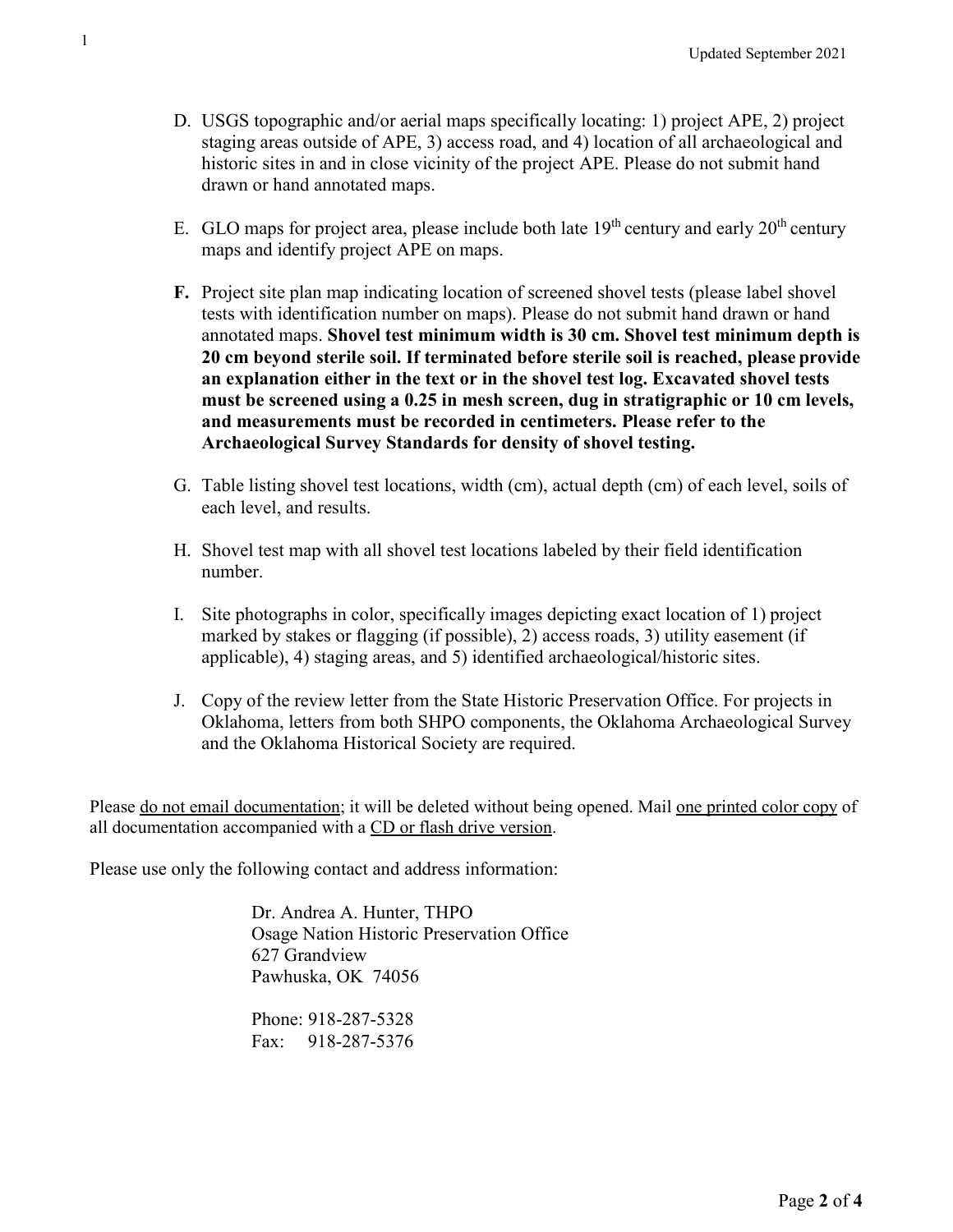D. USGS topographic and/or aerial maps specifically locating: 1) project APE, 2) project staging areas outside of APE, 3) access road, and 4) location of all archaeological and historic sites in and in close vicinity of the project APE. Please do not submit hand drawn or hand annotated maps.

E. GLO maps for project area, please include both late 19th century and early 20th century maps and identify project APE on maps.

**F.** Project site plan map indicating location of screened shovel tests (please label shovel tests with identification number on maps). Please do not submit hand drawn or hand annotated maps. **Shovel test minimum width is 30 cm. Shovel test minimum depth is 20 cm beyond sterile soil. If terminated before sterile soil is reached, please provide an explanation either in the text or in the shovel test log. Excavated shovel tests must be screened using a 0.25 in mesh screen, dug in stratigraphic or 10 cm levels, and measurements must be recorded in centimeters. Please refer to the Archaeological Survey Standards for density of shovel testing.**

G. Table listing shovel test locations, width (cm), actual depth (cm) of each level, soils of each level, and results.

H. Shovel test map with all shovel test locations labeled by their field identification number.

I. Site photographs in color, specifically images depicting exact location of 1) project marked by stakes or flagging (if possible), 2) access roads, 3) utility easement (if applicable), 4) staging areas, and 5) identified archaeological/historic sites.

J. Copy of the review letter from the State Historic Preservation Office. For projects in Oklahoma, letters from both SHPO components, the Oklahoma Archaeological Survey and the Oklahoma Historical Society are required.

Please <u>do not email documentation</u>; it will be deleted without being opened. Mail <u>one printed color copy</u> of all documentation accompanied with a <u>CD or flash drive version</u>.

Please use only the following contact and address information:

Dr. Andrea A. Hunter, THPO
Osage Nation Historic Preservation Office
627 Grandview
Pawhuska, OK 74056

Phone: 918-287-5328
Fax: 918-287-5376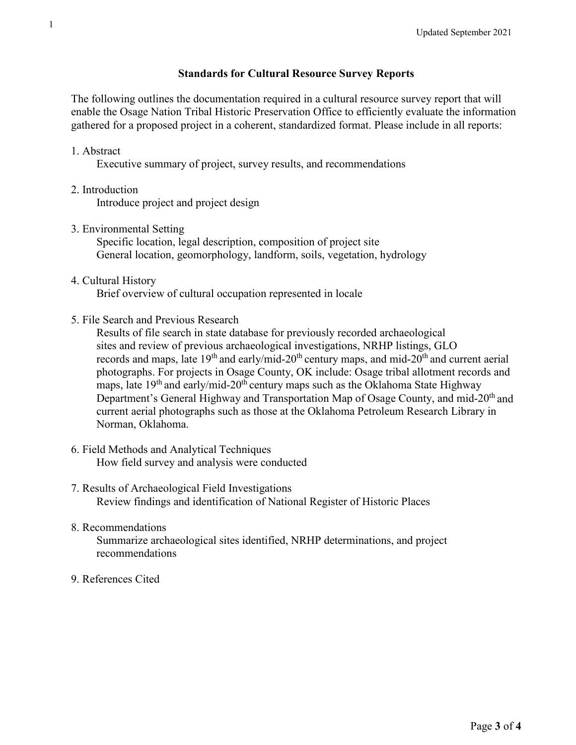## Standards for Cultural Resource Survey Reports

The following outlines the documentation required in a cultural resource survey report that will enable the Osage Nation Tribal Historic Preservation Office to efficiently evaluate the information gathered for a proposed project in a coherent, standardized format. Please include in all reports:

1. Abstract
   Executive summary of project, survey results, and recommendations

2. Introduction
   Introduce project and project design

3. Environmental Setting
   Specific location, legal description, composition of project site
   General location, geomorphology, landform, soils, vegetation, hydrology

4. Cultural History
   Brief overview of cultural occupation represented in locale

5. File Search and Previous Research
   Results of file search in state database for previously recorded archaeological sites and review of previous archaeological investigations, NRHP listings, GLO records and maps, late 19th and early/mid-20th century maps, and mid-20th and current aerial photographs. For projects in Osage County, OK include: Osage tribal allotment records and maps, late 19th and early/mid-20th century maps such as the Oklahoma State Highway Department's General Highway and Transportation Map of Osage County, and mid-20th and current aerial photographs such as those at the Oklahoma Petroleum Research Library in Norman, Oklahoma.

6. Field Methods and Analytical Techniques
   How field survey and analysis were conducted

7. Results of Archaeological Field Investigations
   Review findings and identification of National Register of Historic Places

8. Recommendations
   Summarize archaeological sites identified, NRHP determinations, and project recommendations

9. References Cited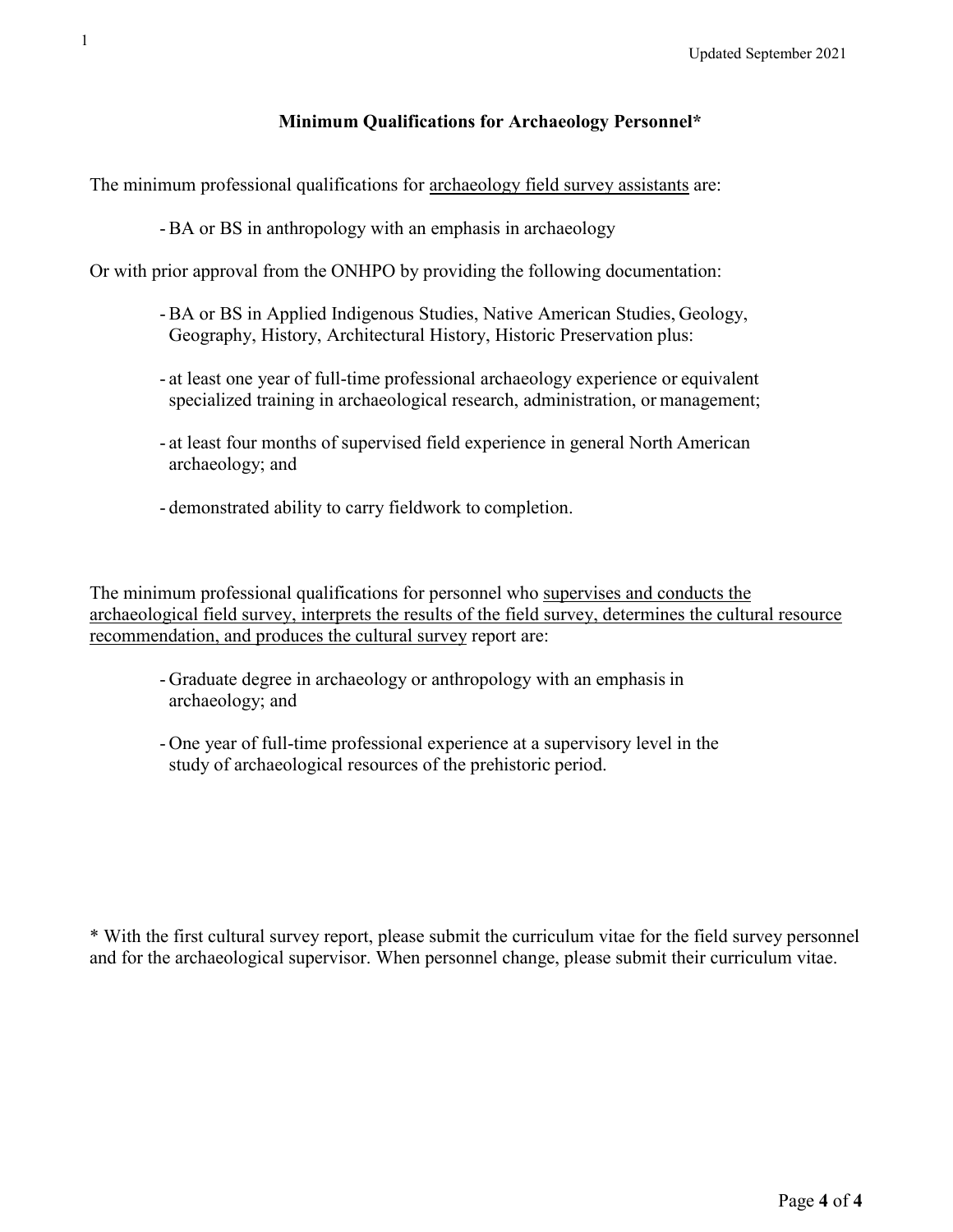## Minimum Qualifications for Archaeology Personnel*

The minimum professional qualifications for archaeology field survey assistants are:

- BA or BS in anthropology with an emphasis in archaeology

Or with prior approval from the ONHPO by providing the following documentation:

- BA or BS in Applied Indigenous Studies, Native American Studies, Geology, Geography, History, Architectural History, Historic Preservation plus:
- at least one year of full-time professional archaeology experience or equivalent specialized training in archaeological research, administration, or management;
- at least four months of supervised field experience in general North American archaeology; and
- demonstrated ability to carry fieldwork to completion.

The minimum professional qualifications for personnel who supervises and conducts the archaeological field survey, interprets the results of the field survey, determines the cultural resource recommendation, and produces the cultural survey report are:

- Graduate degree in archaeology or anthropology with an emphasis in archaeology; and
- One year of full-time professional experience at a supervisory level in the study of archaeological resources of the prehistoric period.

* With the first cultural survey report, please submit the curriculum vitae for the field survey personnel and for the archaeological supervisor. When personnel change, please submit their curriculum vitae.